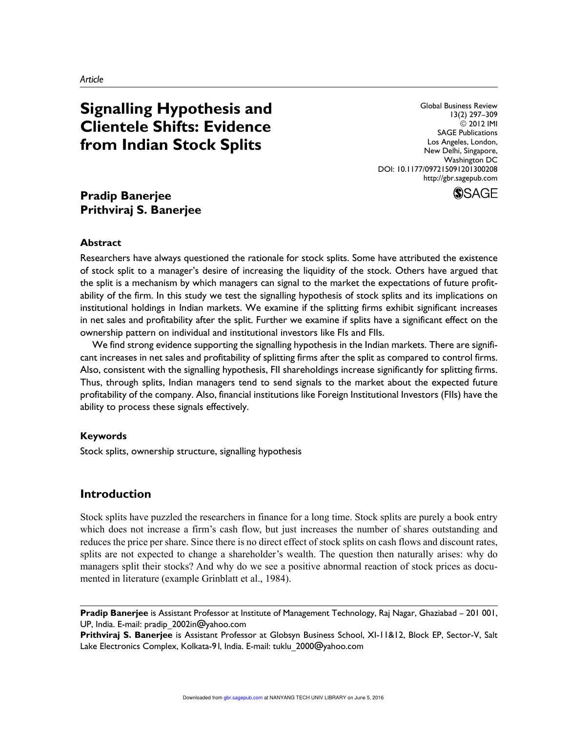*Article*

# Signalling Hypothesis and Clientele Shifts: Evidence from Indian Stock Splits

Global Business Review
13(2) 297–309
© 2012 IMI
SAGE Publications
Los Angeles, London, New Delhi, Singapore, Washington DC
DOI: 10.1177/097215091201300208
http://gbr.sagepub.com

**Pradip Banerjee**
**Prithviraj S. Banerjee**

### Abstract

Researchers have always questioned the rationale for stock splits. Some have attributed the existence of stock split to a manager's desire of increasing the liquidity of the stock. Others have argued that the split is a mechanism by which managers can signal to the market the expectations of future profitability of the firm. In this study we test the signalling hypothesis of stock splits and its implications on institutional holdings in Indian markets. We examine if the splitting firms exhibit significant increases in net sales and profitability after the split. Further we examine if splits have a significant effect on the ownership pattern on individual and institutional investors like FIs and FIIs.

We find strong evidence supporting the signalling hypothesis in the Indian markets. There are significant increases in net sales and profitability of splitting firms after the split as compared to control firms. Also, consistent with the signalling hypothesis, FII shareholdings increase significantly for splitting firms. Thus, through splits, Indian managers tend to send signals to the market about the expected future profitability of the company. Also, financial institutions like Foreign Institutional Investors (FIIs) have the ability to process these signals effectively.

### Keywords

Stock splits, ownership structure, signalling hypothesis

## Introduction

Stock splits have puzzled the researchers in finance for a long time. Stock splits are purely a book entry which does not increase a firm's cash flow, but just increases the number of shares outstanding and reduces the price per share. Since there is no direct effect of stock splits on cash flows and discount rates, splits are not expected to change a shareholder's wealth. The question then naturally arises: why do managers split their stocks? And why do we see a positive abnormal reaction of stock prices as documented in literature (example Grinblatt et al., 1984).

**Pradip Banerjee** is Assistant Professor at Institute of Management Technology, Raj Nagar, Ghaziabad – 201 001, UP, India. E-mail: pradip_2002in@yahoo.com

**Prithviraj S. Banerjee** is Assistant Professor at Globsyn Business School, XI-11&12, Block EP, Sector-V, Salt Lake Electronics Complex, Kolkata-91, India. E-mail: tuklu_2000@yahoo.com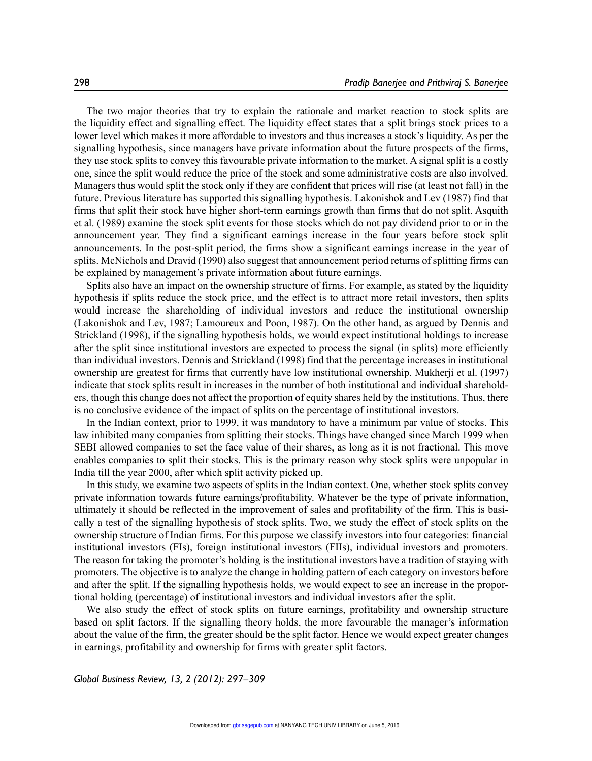The two major theories that try to explain the rationale and market reaction to stock splits are the liquidity effect and signalling effect. The liquidity effect states that a split brings stock prices to a lower level which makes it more affordable to investors and thus increases a stock's liquidity. As per the signalling hypothesis, since managers have private information about the future prospects of the firms, they use stock splits to convey this favourable private information to the market. A signal split is a costly one, since the split would reduce the price of the stock and some administrative costs are also involved. Managers thus would split the stock only if they are confident that prices will rise (at least not fall) in the future. Previous literature has supported this signalling hypothesis. Lakonishok and Lev (1987) find that firms that split their stock have higher short-term earnings growth than firms that do not split. Asquith et al. (1989) examine the stock split events for those stocks which do not pay dividend prior to or in the announcement year. They find a significant earnings increase in the four years before stock split announcements. In the post-split period, the firms show a significant earnings increase in the year of splits. McNichols and Dravid (1990) also suggest that announcement period returns of splitting firms can be explained by management's private information about future earnings.

Splits also have an impact on the ownership structure of firms. For example, as stated by the liquidity hypothesis if splits reduce the stock price, and the effect is to attract more retail investors, then splits would increase the shareholding of individual investors and reduce the institutional ownership (Lakonishok and Lev, 1987; Lamoureux and Poon, 1987). On the other hand, as argued by Dennis and Strickland (1998), if the signalling hypothesis holds, we would expect institutional holdings to increase after the split since institutional investors are expected to process the signal (in splits) more efficiently than individual investors. Dennis and Strickland (1998) find that the percentage increases in institutional ownership are greatest for firms that currently have low institutional ownership. Mukherji et al. (1997) indicate that stock splits result in increases in the number of both institutional and individual shareholders, though this change does not affect the proportion of equity shares held by the institutions. Thus, there is no conclusive evidence of the impact of splits on the percentage of institutional investors.

In the Indian context, prior to 1999, it was mandatory to have a minimum par value of stocks. This law inhibited many companies from splitting their stocks. Things have changed since March 1999 when SEBI allowed companies to set the face value of their shares, as long as it is not fractional. This move enables companies to split their stocks. This is the primary reason why stock splits were unpopular in India till the year 2000, after which split activity picked up.

In this study, we examine two aspects of splits in the Indian context. One, whether stock splits convey private information towards future earnings/profitability. Whatever be the type of private information, ultimately it should be reflected in the improvement of sales and profitability of the firm. This is basically a test of the signalling hypothesis of stock splits. Two, we study the effect of stock splits on the ownership structure of Indian firms. For this purpose we classify investors into four categories: financial institutional investors (FIs), foreign institutional investors (FIIs), individual investors and promoters. The reason for taking the promoter's holding is the institutional investors have a tradition of staying with promoters. The objective is to analyze the change in holding pattern of each category on investors before and after the split. If the signalling hypothesis holds, we would expect to see an increase in the proportional holding (percentage) of institutional investors and individual investors after the split.

We also study the effect of stock splits on future earnings, profitability and ownership structure based on split factors. If the signalling theory holds, the more favourable the manager's information about the value of the firm, the greater should be the split factor. Hence we would expect greater changes in earnings, profitability and ownership for firms with greater split factors.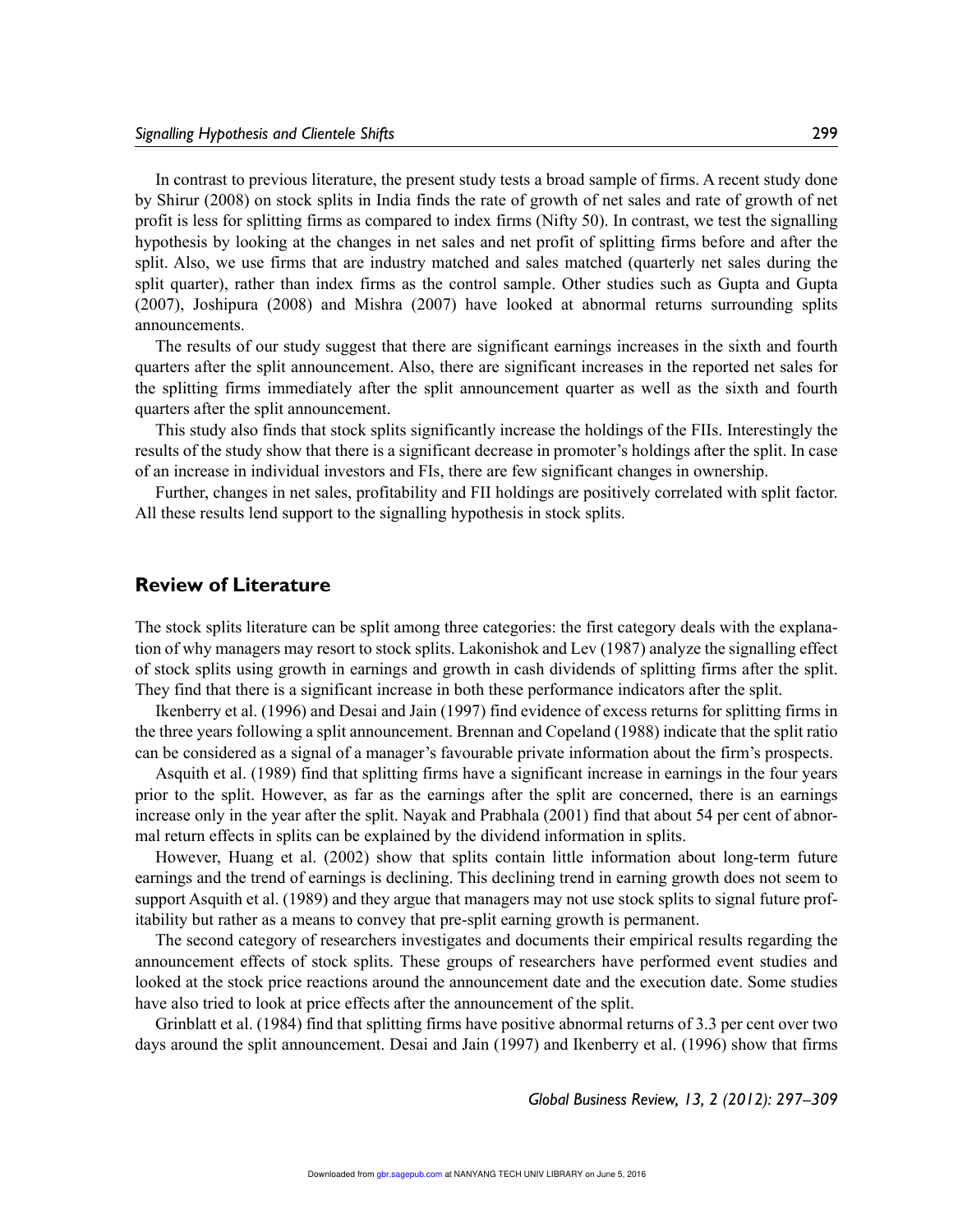In contrast to previous literature, the present study tests a broad sample of firms. A recent study done by Shirur (2008) on stock splits in India finds the rate of growth of net sales and rate of growth of net profit is less for splitting firms as compared to index firms (Nifty 50). In contrast, we test the signalling hypothesis by looking at the changes in net sales and net profit of splitting firms before and after the split. Also, we use firms that are industry matched and sales matched (quarterly net sales during the split quarter), rather than index firms as the control sample. Other studies such as Gupta and Gupta (2007), Joshipura (2008) and Mishra (2007) have looked at abnormal returns surrounding splits announcements.

The results of our study suggest that there are significant earnings increases in the sixth and fourth quarters after the split announcement. Also, there are significant increases in the reported net sales for the splitting firms immediately after the split announcement quarter as well as the sixth and fourth quarters after the split announcement.

This study also finds that stock splits significantly increase the holdings of the FIIs. Interestingly the results of the study show that there is a significant decrease in promoter's holdings after the split. In case of an increase in individual investors and FIs, there are few significant changes in ownership.

Further, changes in net sales, profitability and FII holdings are positively correlated with split factor. All these results lend support to the signalling hypothesis in stock splits.

## Review of Literature

The stock splits literature can be split among three categories: the first category deals with the explanation of why managers may resort to stock splits. Lakonishok and Lev (1987) analyze the signalling effect of stock splits using growth in earnings and growth in cash dividends of splitting firms after the split. They find that there is a significant increase in both these performance indicators after the split.

Ikenberry et al. (1996) and Desai and Jain (1997) find evidence of excess returns for splitting firms in the three years following a split announcement. Brennan and Copeland (1988) indicate that the split ratio can be considered as a signal of a manager's favourable private information about the firm's prospects.

Asquith et al. (1989) find that splitting firms have a significant increase in earnings in the four years prior to the split. However, as far as the earnings after the split are concerned, there is an earnings increase only in the year after the split. Nayak and Prabhala (2001) find that about 54 per cent of abnormal return effects in splits can be explained by the dividend information in splits.

However, Huang et al. (2002) show that splits contain little information about long-term future earnings and the trend of earnings is declining. This declining trend in earning growth does not seem to support Asquith et al. (1989) and they argue that managers may not use stock splits to signal future profitability but rather as a means to convey that pre-split earning growth is permanent.

The second category of researchers investigates and documents their empirical results regarding the announcement effects of stock splits. These groups of researchers have performed event studies and looked at the stock price reactions around the announcement date and the execution date. Some studies have also tried to look at price effects after the announcement of the split.

Grinblatt et al. (1984) find that splitting firms have positive abnormal returns of 3.3 per cent over two days around the split announcement. Desai and Jain (1997) and Ikenberry et al. (1996) show that firms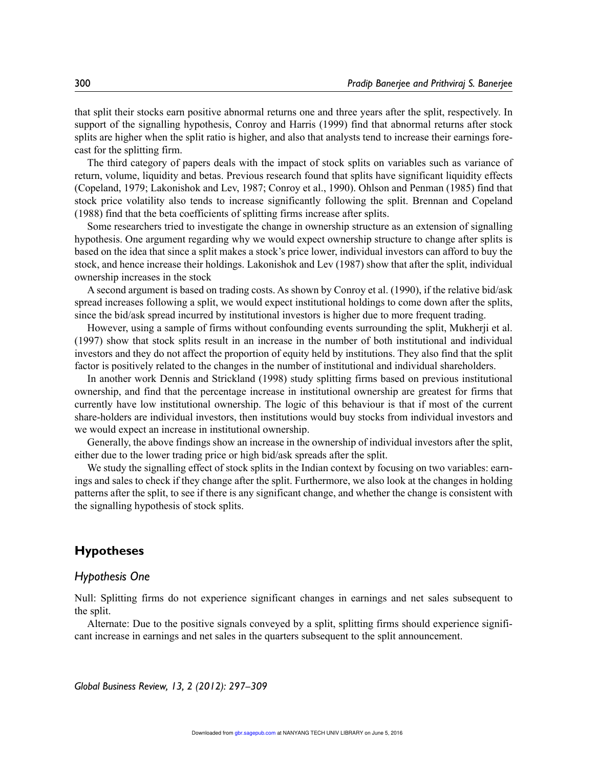that split their stocks earn positive abnormal returns one and three years after the split, respectively. In support of the signalling hypothesis, Conroy and Harris (1999) find that abnormal returns after stock splits are higher when the split ratio is higher, and also that analysts tend to increase their earnings forecast for the splitting firm.

The third category of papers deals with the impact of stock splits on variables such as variance of return, volume, liquidity and betas. Previous research found that splits have significant liquidity effects (Copeland, 1979; Lakonishok and Lev, 1987; Conroy et al., 1990). Ohlson and Penman (1985) find that stock price volatility also tends to increase significantly following the split. Brennan and Copeland (1988) find that the beta coefficients of splitting firms increase after splits.

Some researchers tried to investigate the change in ownership structure as an extension of signalling hypothesis. One argument regarding why we would expect ownership structure to change after splits is based on the idea that since a split makes a stock's price lower, individual investors can afford to buy the stock, and hence increase their holdings. Lakonishok and Lev (1987) show that after the split, individual ownership increases in the stock

A second argument is based on trading costs. As shown by Conroy et al. (1990), if the relative bid/ask spread increases following a split, we would expect institutional holdings to come down after the splits, since the bid/ask spread incurred by institutional investors is higher due to more frequent trading.

However, using a sample of firms without confounding events surrounding the split, Mukherji et al. (1997) show that stock splits result in an increase in the number of both institutional and individual investors and they do not affect the proportion of equity held by institutions. They also find that the split factor is positively related to the changes in the number of institutional and individual shareholders.

In another work Dennis and Strickland (1998) study splitting firms based on previous institutional ownership, and find that the percentage increase in institutional ownership are greatest for firms that currently have low institutional ownership. The logic of this behaviour is that if most of the current share-holders are individual investors, then institutions would buy stocks from individual investors and we would expect an increase in institutional ownership.

Generally, the above findings show an increase in the ownership of individual investors after the split, either due to the lower trading price or high bid/ask spreads after the split.

We study the signalling effect of stock splits in the Indian context by focusing on two variables: earnings and sales to check if they change after the split. Furthermore, we also look at the changes in holding patterns after the split, to see if there is any significant change, and whether the change is consistent with the signalling hypothesis of stock splits.

## Hypotheses

### *Hypothesis One*

Null: Splitting firms do not experience significant changes in earnings and net sales subsequent to the split.

Alternate: Due to the positive signals conveyed by a split, splitting firms should experience significant increase in earnings and net sales in the quarters subsequent to the split announcement.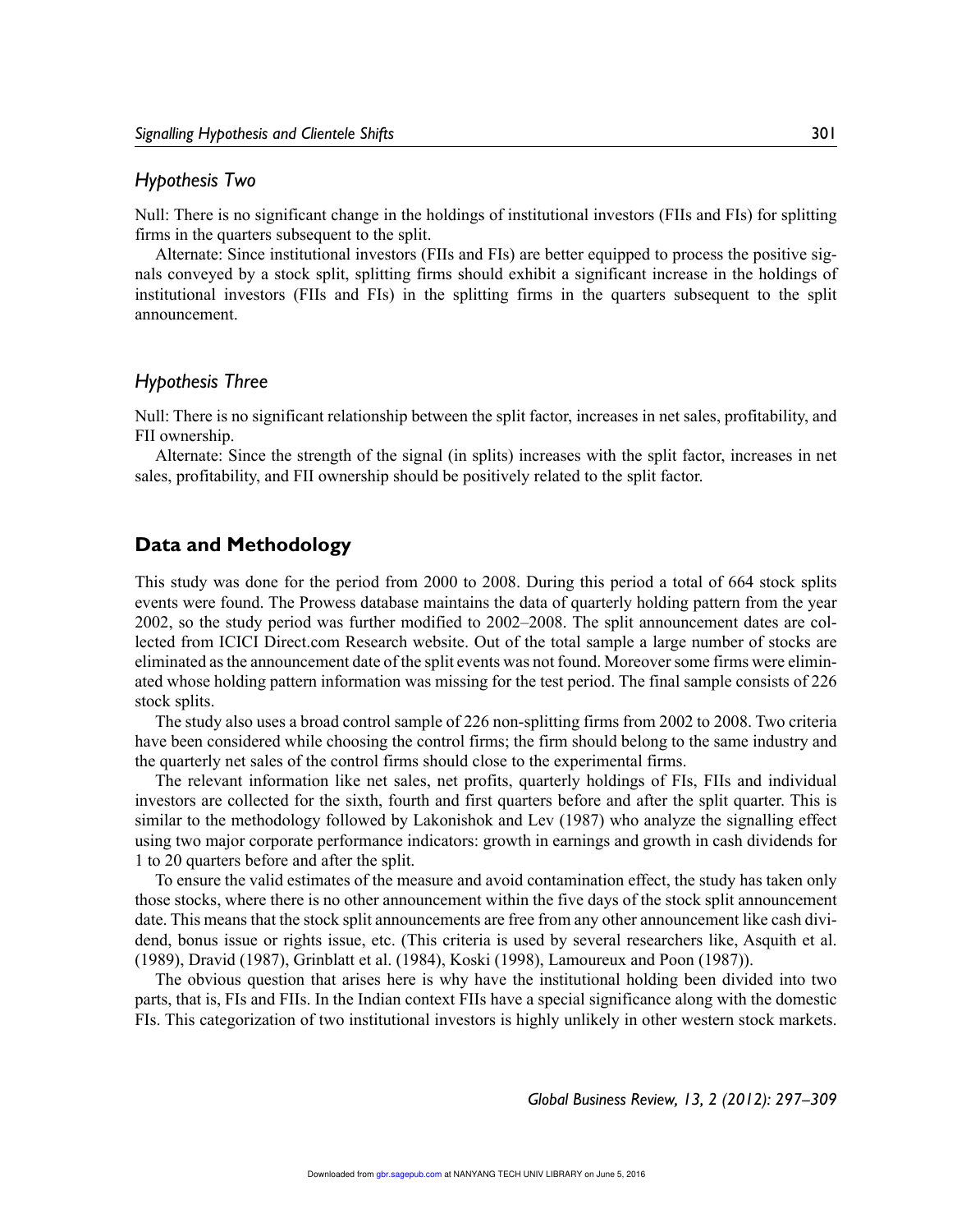### *Hypothesis Two*

Null: There is no significant change in the holdings of institutional investors (FIIs and FIs) for splitting firms in the quarters subsequent to the split.

Alternate: Since institutional investors (FIIs and FIs) are better equipped to process the positive signals conveyed by a stock split, splitting firms should exhibit a significant increase in the holdings of institutional investors (FIIs and FIs) in the splitting firms in the quarters subsequent to the split announcement.

### *Hypothesis Three*

Null: There is no significant relationship between the split factor, increases in net sales, profitability, and FII ownership.

Alternate: Since the strength of the signal (in splits) increases with the split factor, increases in net sales, profitability, and FII ownership should be positively related to the split factor.

## Data and Methodology

This study was done for the period from 2000 to 2008. During this period a total of 664 stock splits events were found. The Prowess database maintains the data of quarterly holding pattern from the year 2002, so the study period was further modified to 2002–2008. The split announcement dates are collected from ICICI Direct.com Research website. Out of the total sample a large number of stocks are eliminated as the announcement date of the split events was not found. Moreover some firms were eliminated whose holding pattern information was missing for the test period. The final sample consists of 226 stock splits.

The study also uses a broad control sample of 226 non-splitting firms from 2002 to 2008. Two criteria have been considered while choosing the control firms; the firm should belong to the same industry and the quarterly net sales of the control firms should close to the experimental firms.

The relevant information like net sales, net profits, quarterly holdings of FIs, FIIs and individual investors are collected for the sixth, fourth and first quarters before and after the split quarter. This is similar to the methodology followed by Lakonishok and Lev (1987) who analyze the signalling effect using two major corporate performance indicators: growth in earnings and growth in cash dividends for 1 to 20 quarters before and after the split.

To ensure the valid estimates of the measure and avoid contamination effect, the study has taken only those stocks, where there is no other announcement within the five days of the stock split announcement date. This means that the stock split announcements are free from any other announcement like cash dividend, bonus issue or rights issue, etc. (This criteria is used by several researchers like, Asquith et al. (1989), Dravid (1987), Grinblatt et al. (1984), Koski (1998), Lamoureux and Poon (1987)).

The obvious question that arises here is why have the institutional holding been divided into two parts, that is, FIs and FIIs. In the Indian context FIIs have a special significance along with the domestic FIs. This categorization of two institutional investors is highly unlikely in other western stock markets.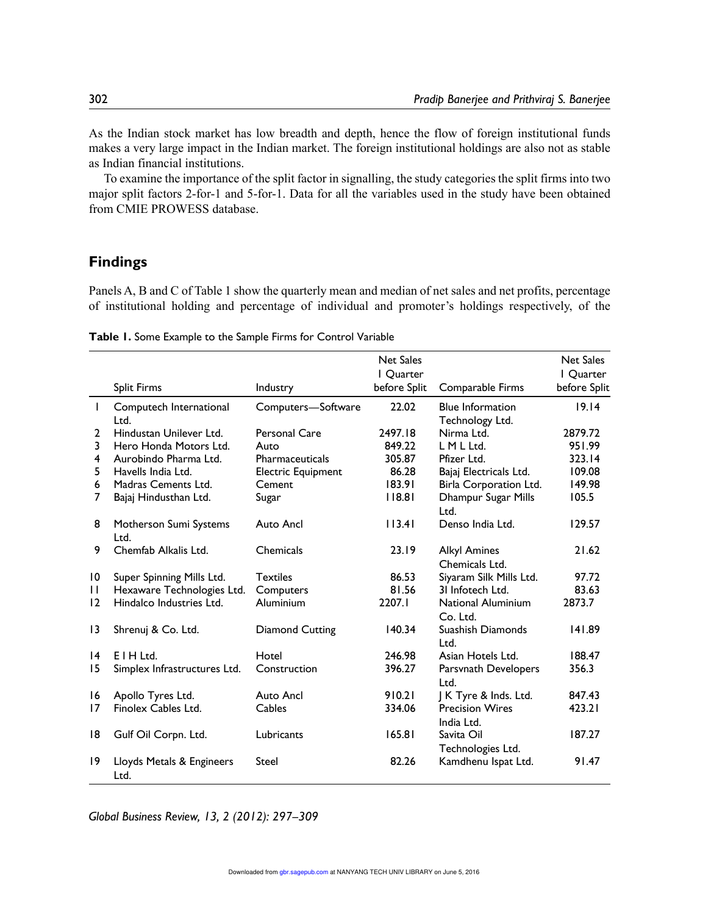As the Indian stock market has low breadth and depth, hence the flow of foreign institutional funds makes a very large impact in the Indian market. The foreign institutional holdings are also not as stable as Indian financial institutions.

To examine the importance of the split factor in signalling, the study categories the split firms into two major split factors 2-for-1 and 5-for-1. Data for all the variables used in the study have been obtained from CMIE PROWESS database.

## Findings

Panels A, B and C of Table 1 show the quarterly mean and median of net sales and net profits, percentage of institutional holding and percentage of individual and promoter's holdings respectively, of the

**Table 1.** Some Example to the Sample Firms for Control Variable

| | Split Firms | Industry | Net Sales I Quarter before Split | Comparable Firms | Net Sales I Quarter before Split |
|---|---|---|---|---|---|
| 1 | Computech International Ltd. | Computers—Software | 22.02 | Blue Information Technology Ltd. | 19.14 |
| 2 | Hindustan Unilever Ltd. | Personal Care | 2497.18 | Nirma Ltd. | 2879.72 |
| 3 | Hero Honda Motors Ltd. | Auto | 849.22 | L M L Ltd. | 951.99 |
| 4 | Aurobindo Pharma Ltd. | Pharmaceuticals | 305.87 | Pfizer Ltd. | 323.14 |
| 5 | Havells India Ltd. | Electric Equipment | 86.28 | Bajaj Electricals Ltd. | 109.08 |
| 6 | Madras Cements Ltd. | Cement | 183.91 | Birla Corporation Ltd. | 149.98 |
| 7 | Bajaj Hindusthan Ltd. | Sugar | 118.81 | Dhampur Sugar Mills Ltd. | 105.5 |
| 8 | Motherson Sumi Systems Ltd. | Auto Ancl | 113.41 | Denso India Ltd. | 129.57 |
| 9 | Chemfab Alkalis Ltd. | Chemicals | 23.19 | Alkyl Amines Chemicals Ltd. | 21.62 |
| 10 | Super Spinning Mills Ltd. | Textiles | 86.53 | Siyaram Silk Mills Ltd. | 97.72 |
| 11 | Hexaware Technologies Ltd. | Computers | 81.56 | 3I Infotech Ltd. | 83.63 |
| 12 | Hindalco Industries Ltd. | Aluminium | 2207.1 | National Aluminium Co. Ltd. | 2873.7 |
| 13 | Shrenuj & Co. Ltd. | Diamond Cutting | 140.34 | Suashish Diamonds Ltd. | 141.89 |
| 14 | E I H Ltd. | Hotel | 246.98 | Asian Hotels Ltd. | 188.47 |
| 15 | Simplex Infrastructures Ltd. | Construction | 396.27 | Parsvnath Developers Ltd. | 356.3 |
| 16 | Apollo Tyres Ltd. | Auto Ancl | 910.21 | J K Tyre & Inds. Ltd. | 847.43 |
| 17 | Finolex Cables Ltd. | Cables | 334.06 | Precision Wires India Ltd. | 423.21 |
| 18 | Gulf Oil Corpn. Ltd. | Lubricants | 165.81 | Savita Oil Technologies Ltd. | 187.27 |
| 19 | Lloyds Metals & Engineers Ltd. | Steel | 82.26 | Kamdhenu Ispat Ltd. | 91.47 |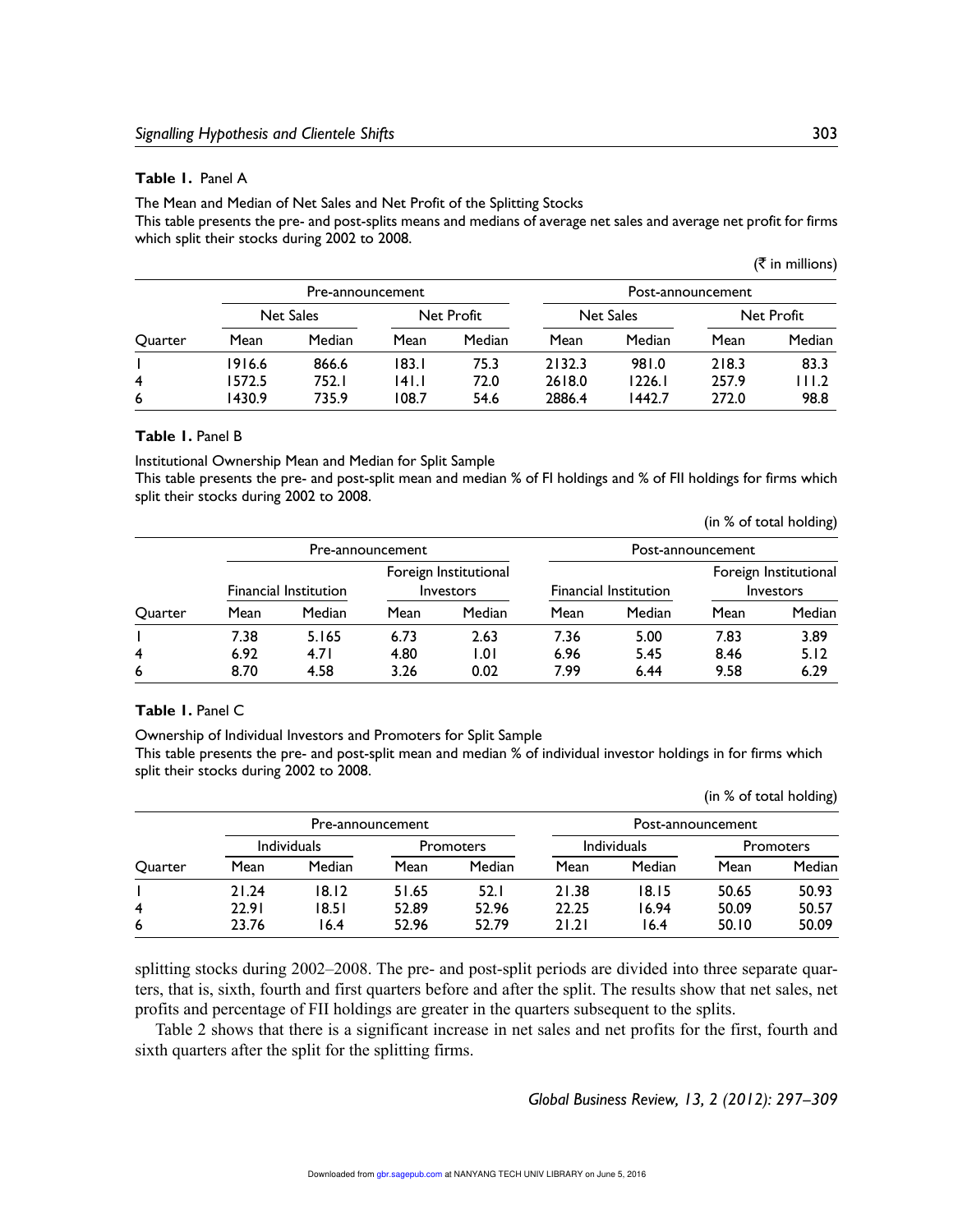**Table 1.** Panel A

The Mean and Median of Net Sales and Net Profit of the Splitting Stocks

This table presents the pre- and post-splits means and medians of average net sales and average net profit for firms which split their stocks during 2002 to 2008.

(₹ in millions)

| | Pre-announcement | | | | Post-announcement | | | |
|---|---|---|---|---|---|---|---|---|
| | Net Sales | | Net Profit | | Net Sales | | Net Profit | |
| Quarter | Mean | Median | Mean | Median | Mean | Median | Mean | Median |
| 1 | 1916.6 | 866.6 | 183.1 | 75.3 | 2132.3 | 981.0 | 218.3 | 83.3 |
| 4 | 1572.5 | 752.1 | 141.1 | 72.0 | 2618.0 | 1226.1 | 257.9 | 111.2 |
| 6 | 1430.9 | 735.9 | 108.7 | 54.6 | 2886.4 | 1442.7 | 272.0 | 98.8 |

**Table 1.** Panel B

Institutional Ownership Mean and Median for Split Sample

This table presents the pre- and post-split mean and median % of FI holdings and % of FII holdings for firms which split their stocks during 2002 to 2008.

(in % of total holding)

| | Pre-announcement | | | | Post-announcement | | | |
|---|---|---|---|---|---|---|---|---|
| | Financial Institution | | Foreign Institutional Investors | | Financial Institution | | Foreign Institutional Investors | |
| Quarter | Mean | Median | Mean | Median | Mean | Median | Mean | Median |
| 1 | 7.38 | 5.165 | 6.73 | 2.63 | 7.36 | 5.00 | 7.83 | 3.89 |
| 4 | 6.92 | 4.71 | 4.80 | 1.01 | 6.96 | 5.45 | 8.46 | 5.12 |
| 6 | 8.70 | 4.58 | 3.26 | 0.02 | 7.99 | 6.44 | 9.58 | 6.29 |

**Table 1.** Panel C

Ownership of Individual Investors and Promoters for Split Sample

This table presents the pre- and post-split mean and median % of individual investor holdings in for firms which split their stocks during 2002 to 2008.

(in % of total holding)

| | Pre-announcement | | | | Post-announcement | | | |
|---|---|---|---|---|---|---|---|---|
| | Individuals | | Promoters | | Individuals | | Promoters | |
| Quarter | Mean | Median | Mean | Median | Mean | Median | Mean | Median |
| 1 | 21.24 | 18.12 | 51.65 | 52.1 | 21.38 | 18.15 | 50.65 | 50.93 |
| 4 | 22.91 | 18.51 | 52.89 | 52.96 | 22.25 | 16.94 | 50.09 | 50.57 |
| 6 | 23.76 | 16.4 | 52.96 | 52.79 | 21.21 | 16.4 | 50.10 | 50.09 |

splitting stocks during 2002–2008. The pre- and post-split periods are divided into three separate quarters, that is, sixth, fourth and first quarters before and after the split. The results show that net sales, net profits and percentage of FII holdings are greater in the quarters subsequent to the splits.

Table 2 shows that there is a significant increase in net sales and net profits for the first, fourth and sixth quarters after the split for the splitting firms.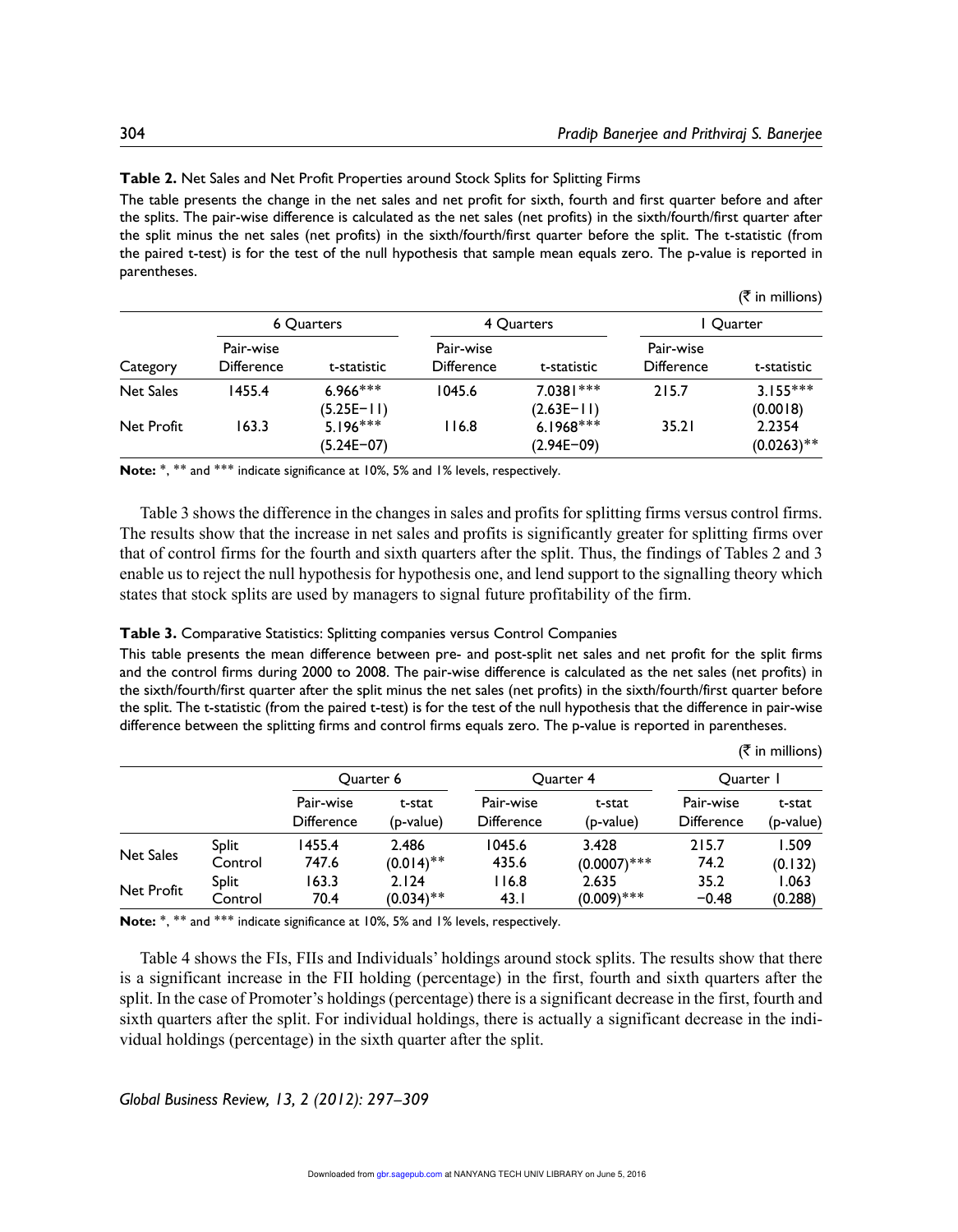**Table 2.** Net Sales and Net Profit Properties around Stock Splits for Splitting Firms

The table presents the change in the net sales and net profit for sixth, fourth and first quarter before and after the splits. The pair-wise difference is calculated as the net sales (net profits) in the sixth/fourth/first quarter after the split minus the net sales (net profits) in the sixth/fourth/first quarter before the split. The t-statistic (from the paired t-test) is for the test of the null hypothesis that sample mean equals zero. The p-value is reported in parentheses.

(₹ in millions)

| | 6 Quarters | | 4 Quarters | | 1 Quarter | |
|---|---|---|---|---|---|---|
| Category | Pair-wise Difference | t-statistic | Pair-wise Difference | t-statistic | Pair-wise Difference | t-statistic |
| Net Sales | 1455.4 | 6.966*** (5.25E−11) | 1045.6 | 7.0381*** (2.63E−11) | 215.7 | 3.155*** (0.0018) |
| Net Profit | 163.3 | 5.196*** (5.24E−07) | 116.8 | 6.1968*** (2.94E−09) | 35.21 | 2.2354 (0.0263)** |

**Note:** *, ** and *** indicate significance at 10%, 5% and 1% levels, respectively.

Table 3 shows the difference in the changes in sales and profits for splitting firms versus control firms. The results show that the increase in net sales and profits is significantly greater for splitting firms over that of control firms for the fourth and sixth quarters after the split. Thus, the findings of Tables 2 and 3 enable us to reject the null hypothesis for hypothesis one, and lend support to the signalling theory which states that stock splits are used by managers to signal future profitability of the firm.

**Table 3.** Comparative Statistics: Splitting companies versus Control Companies

This table presents the mean difference between pre- and post-split net sales and net profit for the split firms and the control firms during 2000 to 2008. The pair-wise difference is calculated as the net sales (net profits) in the sixth/fourth/first quarter after the split minus the net sales (net profits) in the sixth/fourth/first quarter before the split. The t-statistic (from the paired t-test) is for the test of the null hypothesis that the difference in pair-wise difference between the splitting firms and control firms equals zero. The p-value is reported in parentheses.

(₹ in millions)

| | | Quarter 6 | | Quarter 4 | | Quarter 1 | |
|---|---|---|---|---|---|---|---|
| | | Pair-wise Difference | t-stat (p-value) | Pair-wise Difference | t-stat (p-value) | Pair-wise Difference | t-stat (p-value) |
| Net Sales | Split | 1455.4 | 2.486 | 1045.6 | 3.428 | 215.7 | 1.509 |
| | Control | 747.6 | (0.014)** | 435.6 | (0.0007)*** | 74.2 | (0.132) |
| Net Profit | Split | 163.3 | 2.124 | 116.8 | 2.635 | 35.2 | 1.063 |
| | Control | 70.4 | (0.034)** | 43.1 | (0.009)*** | −0.48 | (0.288) |

**Note:** *, ** and *** indicate significance at 10%, 5% and 1% levels, respectively.

Table 4 shows the FIs, FIIs and Individuals' holdings around stock splits. The results show that there is a significant increase in the FII holding (percentage) in the first, fourth and sixth quarters after the split. In the case of Promoter's holdings (percentage) there is a significant decrease in the first, fourth and sixth quarters after the split. For individual holdings, there is actually a significant decrease in the individual holdings (percentage) in the sixth quarter after the split.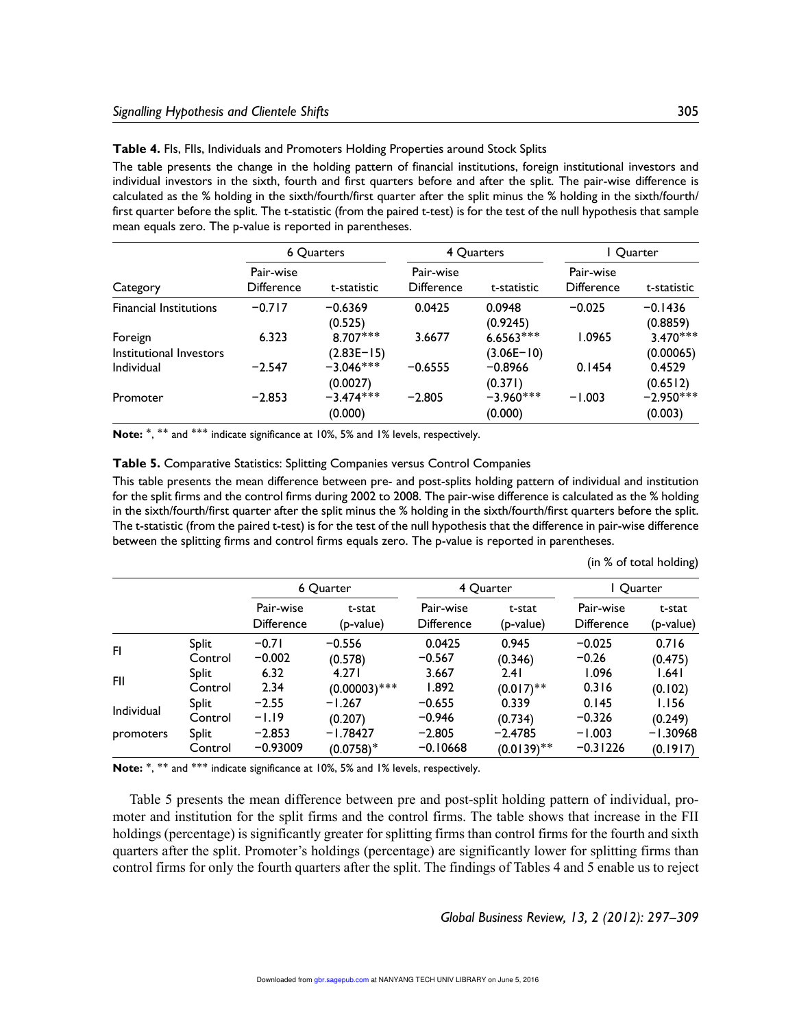**Table 4.** FIs, FIIs, Individuals and Promoters Holding Properties around Stock Splits

The table presents the change in the holding pattern of financial institutions, foreign institutional investors and individual investors in the sixth, fourth and first quarters before and after the split. The pair-wise difference is calculated as the % holding in the sixth/fourth/first quarter after the split minus the % holding in the sixth/fourth/first quarter before the split. The t-statistic (from the paired t-test) is for the test of the null hypothesis that sample mean equals zero. The p-value is reported in parentheses.

| Category | 6 Quarters | | 4 Quarters | | 1 Quarter | |
|---|---|---|---|---|---|---|
| | Pair-wise Difference | t-statistic | Pair-wise Difference | t-statistic | Pair-wise Difference | t-statistic |
| Financial Institutions | −0.717 | −0.6369 (0.525) | 0.0425 | 0.0948 (0.9245) | −0.025 | −0.1436 (0.8859) |
| Foreign Institutional Investors | 6.323 | 8.707*** (2.83E−15) | 3.6677 | 6.6563*** (3.06E−10) | 1.0965 | 3.470*** (0.00065) |
| Individual | −2.547 | −3.046*** (0.0027) | −0.6555 | −0.8966 (0.371) | 0.1454 | 0.4529 (0.6512) |
| Promoter | −2.853 | −3.474*** (0.000) | −2.805 | −3.960*** (0.000) | −1.003 | −2.950*** (0.003) |

**Note:** *, ** and *** indicate significance at 10%, 5% and 1% levels, respectively.

**Table 5.** Comparative Statistics: Splitting Companies versus Control Companies

This table presents the mean difference between pre- and post-splits holding pattern of individual and institution for the split firms and the control firms during 2002 to 2008. The pair-wise difference is calculated as the % holding in the sixth/fourth/first quarter after the split minus the % holding in the sixth/fourth/first quarters before the split. The t-statistic (from the paired t-test) is for the test of the null hypothesis that the difference in pair-wise difference between the splitting firms and control firms equals zero. The p-value is reported in parentheses.

(in % of total holding)

| | | 6 Quarter | | 4 Quarter | | 1 Quarter | |
|---|---|---|---|---|---|---|---|
| | | Pair-wise Difference | t-stat (p-value) | Pair-wise Difference | t-stat (p-value) | Pair-wise Difference | t-stat (p-value) |
| FI | Split | −0.71 | −0.556 | 0.0425 | 0.945 | −0.025 | 0.716 |
| | Control | −0.002 | (0.578) | −0.567 | (0.346) | −0.26 | (0.475) |
| FII | Split | 6.32 | 4.271 | 3.667 | 2.41 | 1.096 | 1.641 |
| | Control | 2.34 | (0.00003)*** | 1.892 | (0.017)** | 0.316 | (0.102) |
| Individual | Split | −2.55 | −1.267 | −0.655 | 0.339 | 0.145 | 1.156 |
| | Control | −1.19 | (0.207) | −0.946 | (0.734) | −0.326 | (0.249) |
| promoters | Split | −2.853 | −1.78427 | −2.805 | −2.4785 | −1.003 | −1.30968 |
| | Control | −0.93009 | (0.0758)* | −0.10668 | (0.0139)** | −0.31226 | (0.1917) |

**Note:** *, ** and *** indicate significance at 10%, 5% and 1% levels, respectively.

Table 5 presents the mean difference between pre and post-split holding pattern of individual, promoter and institution for the split firms and the control firms. The table shows that increase in the FII holdings (percentage) is significantly greater for splitting firms than control firms for the fourth and sixth quarters after the split. Promoter's holdings (percentage) are significantly lower for splitting firms than control firms for only the fourth quarters after the split. The findings of Tables 4 and 5 enable us to reject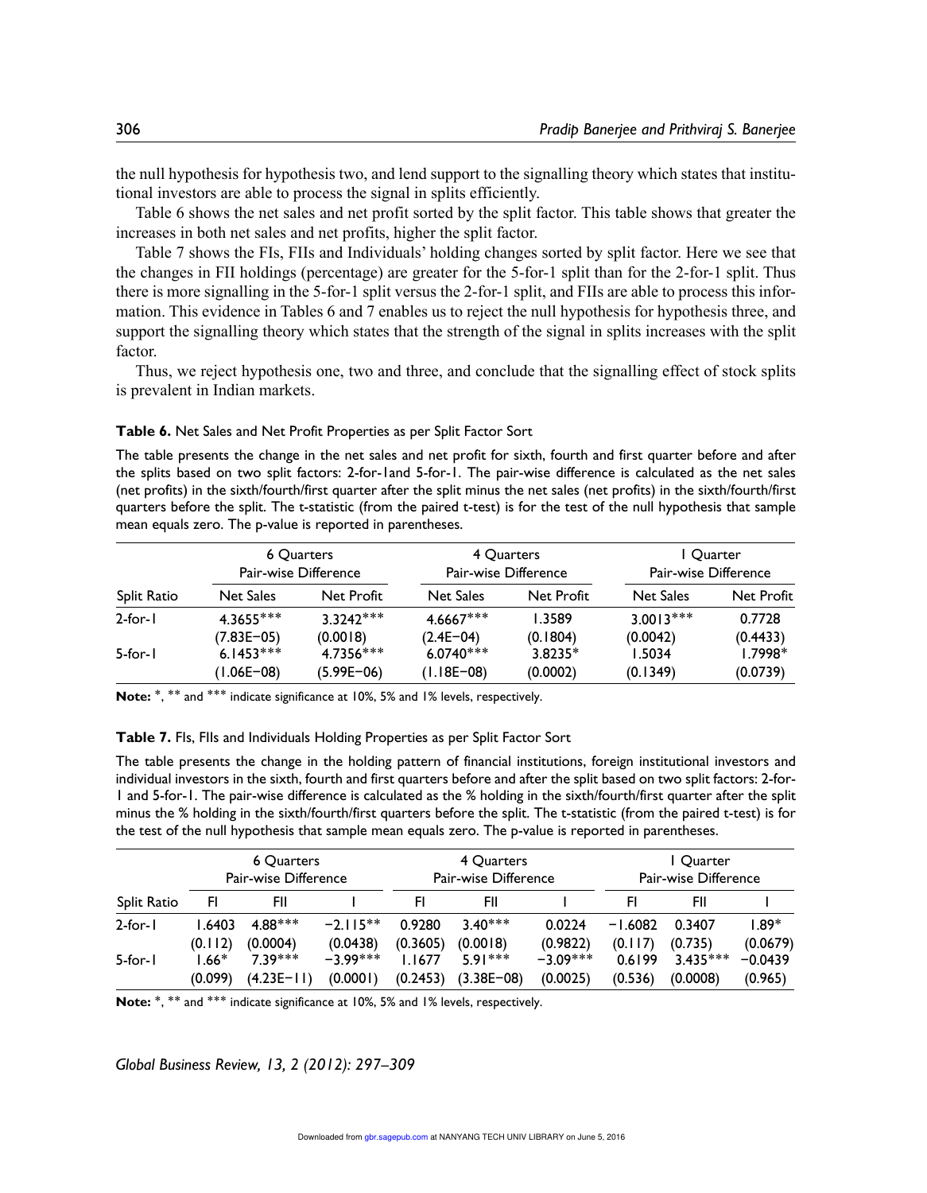the null hypothesis for hypothesis two, and lend support to the signalling theory which states that institutional investors are able to process the signal in splits efficiently.

Table 6 shows the net sales and net profit sorted by the split factor. This table shows that greater the increases in both net sales and net profits, higher the split factor.

Table 7 shows the FIs, FIIs and Individuals' holding changes sorted by split factor. Here we see that the changes in FII holdings (percentage) are greater for the 5-for-1 split than for the 2-for-1 split. Thus there is more signalling in the 5-for-1 split versus the 2-for-1 split, and FIIs are able to process this information. This evidence in Tables 6 and 7 enables us to reject the null hypothesis for hypothesis three, and support the signalling theory which states that the strength of the signal in splits increases with the split factor.

Thus, we reject hypothesis one, two and three, and conclude that the signalling effect of stock splits is prevalent in Indian markets.

**Table 6.** Net Sales and Net Profit Properties as per Split Factor Sort

The table presents the change in the net sales and net profit for sixth, fourth and first quarter before and after the splits based on two split factors: 2-for-1and 5-for-1. The pair-wise difference is calculated as the net sales (net profits) in the sixth/fourth/first quarter after the split minus the net sales (net profits) in the sixth/fourth/first quarters before the split. The t-statistic (from the paired t-test) is for the test of the null hypothesis that sample mean equals zero. The p-value is reported in parentheses.

| | 6 Quarters Pair-wise Difference | | 4 Quarters Pair-wise Difference | | 1 Quarter Pair-wise Difference | |
|---|---|---|---|---|---|---|
| Split Ratio | Net Sales | Net Profit | Net Sales | Net Profit | Net Sales | Net Profit |
| 2-for-1 | 4.3655*** | 3.3242*** | 4.6667*** | 1.3589 | 3.0013*** | 0.7728 |
| | (7.83E−05) | (0.0018) | (2.4E−04) | (0.1804) | (0.0042) | (0.4433) |
| 5-for-1 | 6.1453*** | 4.7356*** | 6.0740*** | 3.8235* | 1.5034 | 1.7998* |
| | (1.06E−08) | (5.99E−06) | (1.18E−08) | (0.0002) | (0.1349) | (0.0739) |

**Note:** *, ** and *** indicate significance at 10%, 5% and 1% levels, respectively.

**Table 7.** FIs, FIIs and Individuals Holding Properties as per Split Factor Sort

The table presents the change in the holding pattern of financial institutions, foreign institutional investors and individual investors in the sixth, fourth and first quarters before and after the split based on two split factors: 2-for-1 and 5-for-1. The pair-wise difference is calculated as the % holding in the sixth/fourth/first quarter after the split minus the % holding in the sixth/fourth/first quarters before the split. The t-statistic (from the paired t-test) is for the test of the null hypothesis that sample mean equals zero. The p-value is reported in parentheses.

| | 6 Quarters Pair-wise Difference | | | 4 Quarters Pair-wise Difference | | | 1 Quarter Pair-wise Difference | | |
|---|---|---|---|---|---|---|---|---|---|
| Split Ratio | FI | FII | I | FI | FII | I | FI | FII | I |
| 2-for-1 | 1.6403 | 4.88*** | −2.115** | 0.9280 | 3.40*** | 0.0224 | −1.6082 | 0.3407 | 1.89* |
| | (0.112) | (0.0004) | (0.0438) | (0.3605) | (0.0018) | (0.9822) | (0.117) | (0.735) | (0.0679) |
| 5-for-1 | 1.66* | 7.39*** | −3.99*** | 1.1677 | 5.91*** | −3.09*** | 0.6199 | 3.435*** | −0.0439 |
| | (0.099) | (4.23E−11) | (0.0001) | (0.2453) | (3.38E−08) | (0.0025) | (0.536) | (0.0008) | (0.965) |

**Note:** *, ** and *** indicate significance at 10%, 5% and 1% levels, respectively.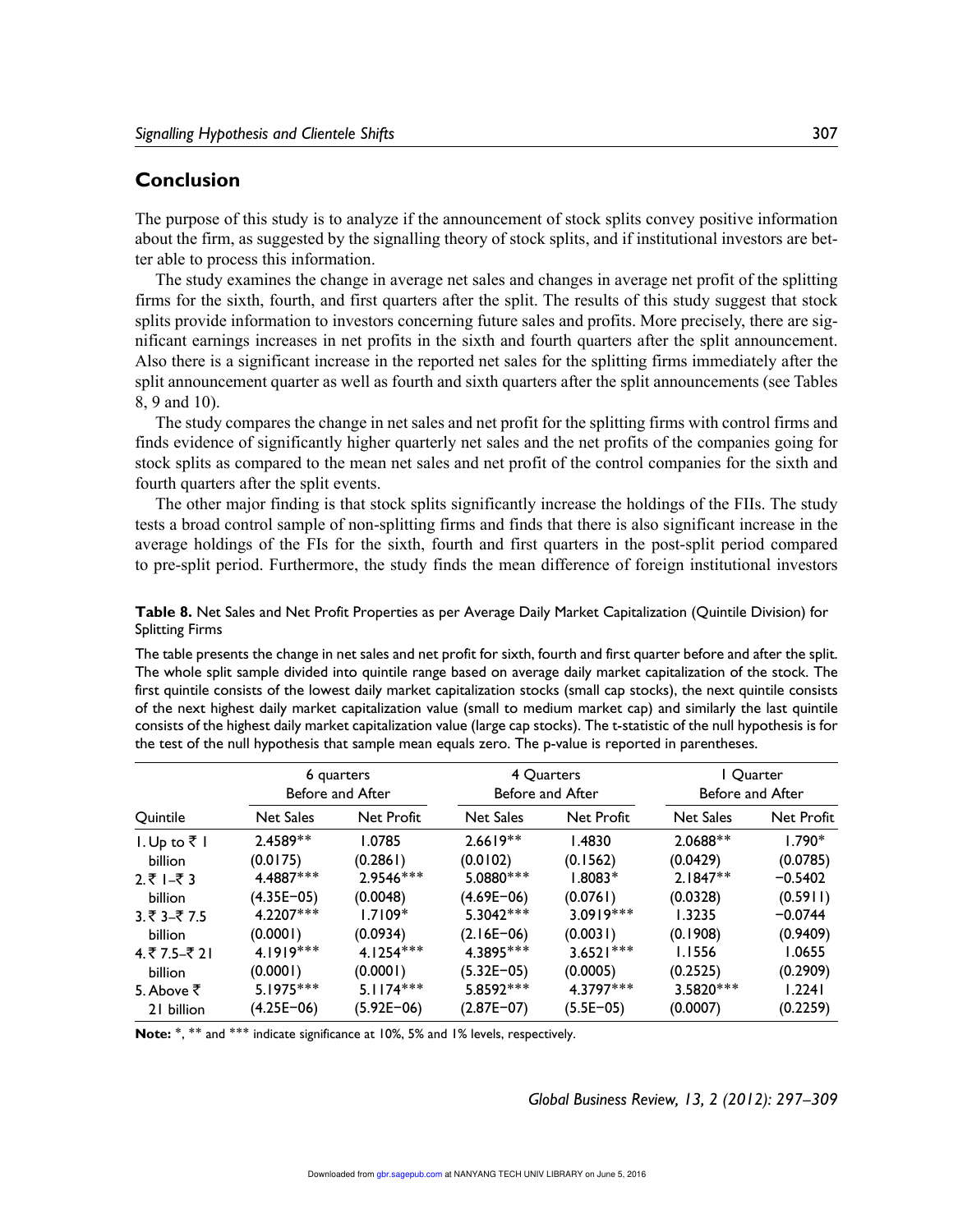## Conclusion

The purpose of this study is to analyze if the announcement of stock splits convey positive information about the firm, as suggested by the signalling theory of stock splits, and if institutional investors are better able to process this information.

The study examines the change in average net sales and changes in average net profit of the splitting firms for the sixth, fourth, and first quarters after the split. The results of this study suggest that stock splits provide information to investors concerning future sales and profits. More precisely, there are significant earnings increases in net profits in the sixth and fourth quarters after the split announcement. Also there is a significant increase in the reported net sales for the splitting firms immediately after the split announcement quarter as well as fourth and sixth quarters after the split announcements (see Tables 8, 9 and 10).

The study compares the change in net sales and net profit for the splitting firms with control firms and finds evidence of significantly higher quarterly net sales and the net profits of the companies going for stock splits as compared to the mean net sales and net profit of the control companies for the sixth and fourth quarters after the split events.

The other major finding is that stock splits significantly increase the holdings of the FIIs. The study tests a broad control sample of non-splitting firms and finds that there is also significant increase in the average holdings of the FIs for the sixth, fourth and first quarters in the post-split period compared to pre-split period. Furthermore, the study finds the mean difference of foreign institutional investors

**Table 8.** Net Sales and Net Profit Properties as per Average Daily Market Capitalization (Quintile Division) for Splitting Firms

The table presents the change in net sales and net profit for sixth, fourth and first quarter before and after the split. The whole split sample divided into quintile range based on average daily market capitalization of the stock. The first quintile consists of the lowest daily market capitalization stocks (small cap stocks), the next quintile consists of the next highest daily market capitalization value (small to medium market cap) and similarly the last quintile consists of the highest daily market capitalization value (large cap stocks). The t-statistic of the null hypothesis is for the test of the null hypothesis that sample mean equals zero. The p-value is reported in parentheses.

| | 6 quarters Before and After | | 4 Quarters Before and After | | 1 Quarter Before and After | |
|---|---|---|---|---|---|---|
| Quintile | Net Sales | Net Profit | Net Sales | Net Profit | Net Sales | Net Profit |
| 1. Up to ₹ 1 billion | 2.4589** (0.0175) | 1.0785 (0.2861) | 2.6619** (0.0102) | 1.4830 (0.1562) | 2.0688** (0.0429) | 1.790* (0.0785) |
| 2. ₹ 1–₹ 3 billion | 4.4887*** (4.35E−05) | 2.9546*** (0.0048) | 5.0880*** (4.69E−06) | 1.8083* (0.0761) | 2.1847** (0.0328) | −0.5402 (0.5911) |
| 3. ₹ 3–₹ 7.5 billion | 4.2207*** (0.0001) | 1.7109* (0.0934) | 5.3042*** (2.16E−06) | 3.0919*** (0.0031) | 1.3235 (0.1908) | −0.0744 (0.9409) |
| 4. ₹ 7.5–₹ 21 billion | 4.1919*** (0.0001) | 4.1254*** (0.0001) | 4.3895*** (5.32E−05) | 3.6521*** (0.0005) | 1.1556 (0.2525) | 1.0655 (0.2909) |
| 5. Above ₹ 21 billion | 5.1975*** (4.25E−06) | 5.1174*** (5.92E−06) | 5.8592*** (2.87E−07) | 4.3797*** (5.5E−05) | 3.5820*** (0.0007) | 1.2241 (0.2259) |

**Note:** *, ** and *** indicate significance at 10%, 5% and 1% levels, respectively.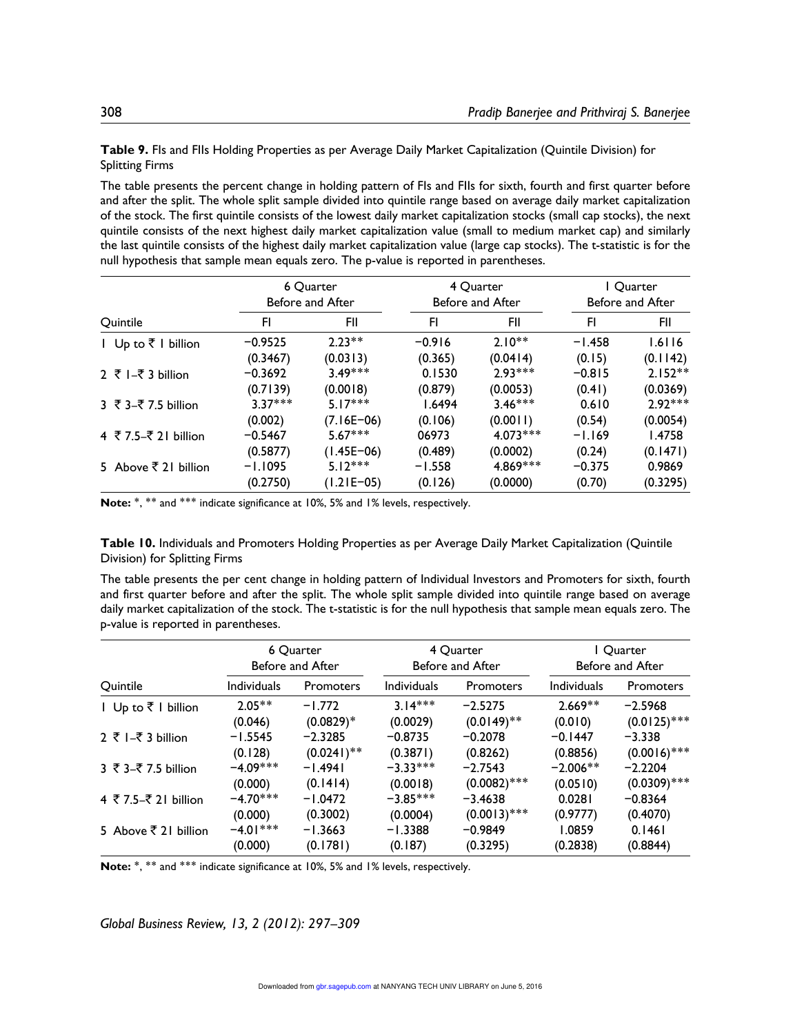**Table 9.** FIs and FIIs Holding Properties as per Average Daily Market Capitalization (Quintile Division) for Splitting Firms

The table presents the percent change in holding pattern of FIs and FIIs for sixth, fourth and first quarter before and after the split. The whole split sample divided into quintile range based on average daily market capitalization of the stock. The first quintile consists of the lowest daily market capitalization stocks (small cap stocks), the next quintile consists of the next highest daily market capitalization value (small to medium market cap) and similarly the last quintile consists of the highest daily market capitalization value (large cap stocks). The t-statistic is for the null hypothesis that sample mean equals zero. The p-value is reported in parentheses.

| | 6 Quarter Before and After | | 4 Quarter Before and After | | 1 Quarter Before and After | |
|---|---|---|---|---|---|---|
| Quintile | FI | FII | FI | FII | FI | FII |
| 1 Up to ₹ 1 billion | −0.9525 | 2.23** | −0.916 | 2.10** | −1.458 | 1.6116 |
| | (0.3467) | (0.0313) | (0.365) | (0.0414) | (0.15) | (0.1142) |
| 2 ₹ 1–₹ 3 billion | −0.3692 | 3.49*** | 0.1530 | 2.93*** | −0.815 | 2.152** |
| | (0.7139) | (0.0018) | (0.879) | (0.0053) | (0.41) | (0.0369) |
| 3 ₹ 3–₹ 7.5 billion | 3.37*** | 5.17*** | 1.6494 | 3.46*** | 0.610 | 2.92*** |
| | (0.002) | (7.16E−06) | (0.106) | (0.0011) | (0.54) | (0.0054) |
| 4 ₹ 7.5–₹ 21 billion | −0.5467 | 5.67*** | 06973 | 4.073*** | −1.169 | 1.4758 |
| | (0.5877) | (1.45E−06) | (0.489) | (0.0002) | (0.24) | (0.1471) |
| 5 Above ₹ 21 billion | −1.1095 | 5.12*** | −1.558 | 4.869*** | −0.375 | 0.9869 |
| | (0.2750) | (1.21E−05) | (0.126) | (0.0000) | (0.70) | (0.3295) |

**Note:** \*, \*\* and \*\*\* indicate significance at 10%, 5% and 1% levels, respectively.

**Table 10.** Individuals and Promoters Holding Properties as per Average Daily Market Capitalization (Quintile Division) for Splitting Firms

The table presents the per cent change in holding pattern of Individual Investors and Promoters for sixth, fourth and first quarter before and after the split. The whole split sample divided into quintile range based on average daily market capitalization of the stock. The t-statistic is for the null hypothesis that sample mean equals zero. The p-value is reported in parentheses.

| | 6 Quarter Before and After | | 4 Quarter Before and After | | 1 Quarter Before and After | |
|---|---|---|---|---|---|---|
| Quintile | Individuals | Promoters | Individuals | Promoters | Individuals | Promoters |
| 1 Up to ₹ 1 billion | 2.05** | −1.772 | 3.14*** | −2.5275 | 2.669** | −2.5968 |
| | (0.046) | (0.0829)* | (0.0029) | (0.0149)** | (0.010) | (0.0125)*** |
| 2 ₹ 1–₹ 3 billion | −1.5545 | −2.3285 | −0.8735 | −0.2078 | −0.1447 | −3.338 |
| | (0.128) | (0.0241)** | (0.3871) | (0.8262) | (0.8856) | (0.0016)*** |
| 3 ₹ 3–₹ 7.5 billion | −4.09*** | −1.4941 | −3.33*** | −2.7543 | −2.006** | −2.2204 |
| | (0.000) | (0.1414) | (0.0018) | (0.0082)*** | (0.0510) | (0.0309)*** |
| 4 ₹ 7.5–₹ 21 billion | −4.70*** | −1.0472 | −3.85*** | −3.4638 | 0.0281 | −0.8364 |
| | (0.000) | (0.3002) | (0.0004) | (0.0013)*** | (0.9777) | (0.4070) |
| 5 Above ₹ 21 billion | −4.01*** | −1.3663 | −1.3388 | −0.9849 | 1.0859 | 0.1461 |
| | (0.000) | (0.1781) | (0.187) | (0.3295) | (0.2838) | (0.8844) |

**Note:** \*, \*\* and \*\*\* indicate significance at 10%, 5% and 1% levels, respectively.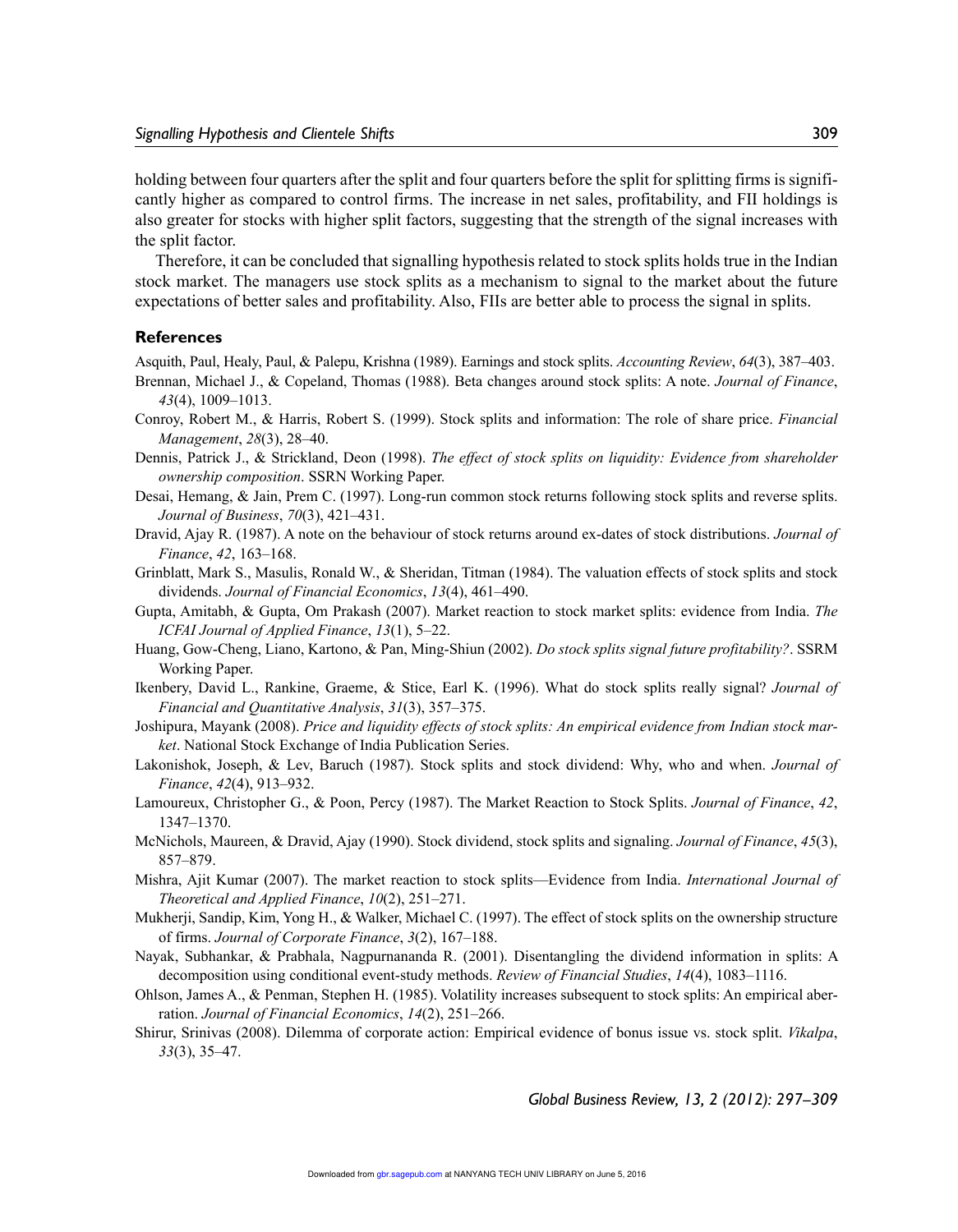holding between four quarters after the split and four quarters before the split for splitting firms is significantly higher as compared to control firms. The increase in net sales, profitability, and FII holdings is also greater for stocks with higher split factors, suggesting that the strength of the signal increases with the split factor.

Therefore, it can be concluded that signalling hypothesis related to stock splits holds true in the Indian stock market. The managers use stock splits as a mechanism to signal to the market about the future expectations of better sales and profitability. Also, FIIs are better able to process the signal in splits.

## References

Asquith, Paul, Healy, Paul, & Palepu, Krishna (1989). Earnings and stock splits. *Accounting Review*, *64*(3), 387–403.

Brennan, Michael J., & Copeland, Thomas (1988). Beta changes around stock splits: A note. *Journal of Finance*, *43*(4), 1009–1013.

Conroy, Robert M., & Harris, Robert S. (1999). Stock splits and information: The role of share price. *Financial Management*, *28*(3), 28–40.

Dennis, Patrick J., & Strickland, Deon (1998). *The effect of stock splits on liquidity: Evidence from shareholder ownership composition*. SSRN Working Paper.

Desai, Hemang, & Jain, Prem C. (1997). Long-run common stock returns following stock splits and reverse splits. *Journal of Business*, *70*(3), 421–431.

Dravid, Ajay R. (1987). A note on the behaviour of stock returns around ex-dates of stock distributions. *Journal of Finance*, *42*, 163–168.

Grinblatt, Mark S., Masulis, Ronald W., & Sheridan, Titman (1984). The valuation effects of stock splits and stock dividends. *Journal of Financial Economics*, *13*(4), 461–490.

Gupta, Amitabh, & Gupta, Om Prakash (2007). Market reaction to stock market splits: evidence from India. *The ICFAI Journal of Applied Finance*, *13*(1), 5–22.

Huang, Gow-Cheng, Liano, Kartono, & Pan, Ming-Shiun (2002). *Do stock splits signal future profitability?*. SSRM Working Paper.

Ikenbery, David L., Rankine, Graeme, & Stice, Earl K. (1996). What do stock splits really signal? *Journal of Financial and Quantitative Analysis*, *31*(3), 357–375.

Joshipura, Mayank (2008). *Price and liquidity effects of stock splits: An empirical evidence from Indian stock market*. National Stock Exchange of India Publication Series.

Lakonishok, Joseph, & Lev, Baruch (1987). Stock splits and stock dividend: Why, who and when. *Journal of Finance*, *42*(4), 913–932.

Lamoureux, Christopher G., & Poon, Percy (1987). The Market Reaction to Stock Splits. *Journal of Finance*, *42*, 1347–1370.

McNichols, Maureen, & Dravid, Ajay (1990). Stock dividend, stock splits and signaling. *Journal of Finance*, *45*(3), 857–879.

Mishra, Ajit Kumar (2007). The market reaction to stock splits—Evidence from India. *International Journal of Theoretical and Applied Finance*, *10*(2), 251–271.

Mukherji, Sandip, Kim, Yong H., & Walker, Michael C. (1997). The effect of stock splits on the ownership structure of firms. *Journal of Corporate Finance*, *3*(2), 167–188.

Nayak, Subhankar, & Prabhala, Nagpurnananda R. (2001). Disentangling the dividend information in splits: A decomposition using conditional event-study methods. *Review of Financial Studies*, *14*(4), 1083–1116.

Ohlson, James A., & Penman, Stephen H. (1985). Volatility increases subsequent to stock splits: An empirical aberration. *Journal of Financial Economics*, *14*(2), 251–266.

Shirur, Srinivas (2008). Dilemma of corporate action: Empirical evidence of bonus issue vs. stock split. *Vikalpa*, *33*(3), 35–47.